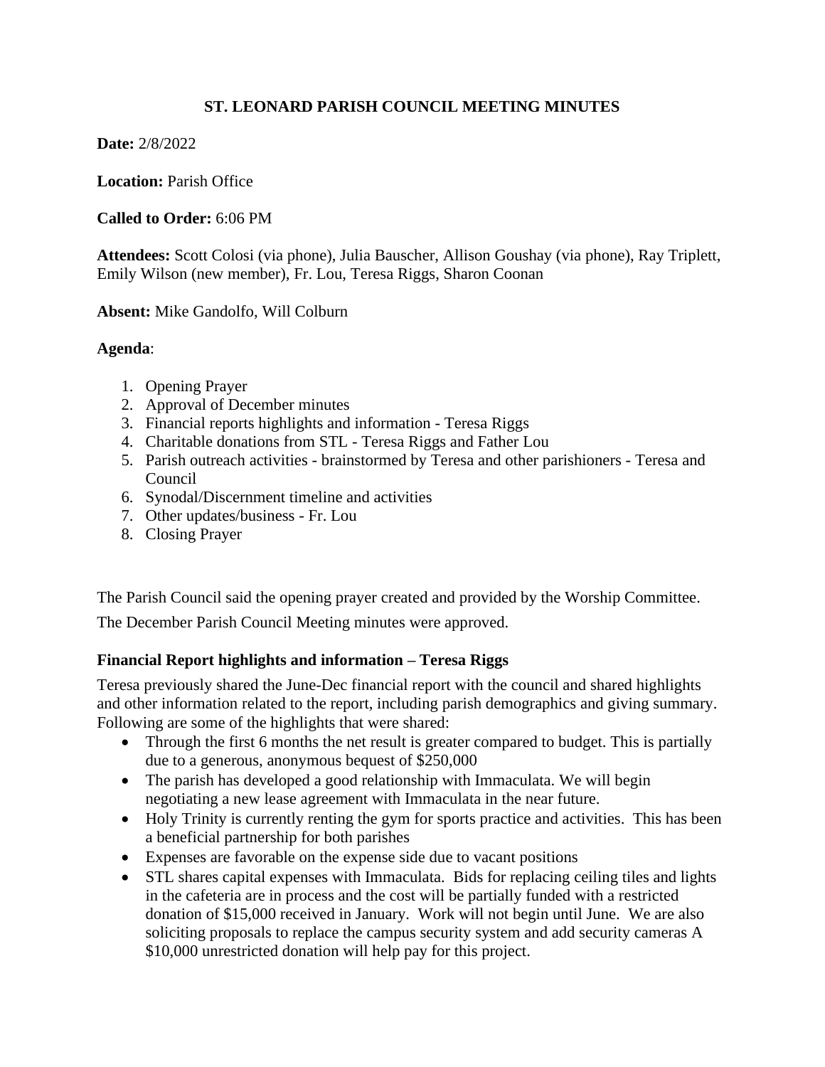# ST. LEONARD PARISH COUNCIL MEETING MINUTES

**Date:** 2/8/2022

**Location:** Parish Office

**Called to Order:** 6:06 PM

**Attendees:** Scott Colosi (via phone), Julia Bauscher, Allison Goushay (via phone), Ray Triplett, Emily Wilson (new member), Fr. Lou, Teresa Riggs, Sharon Coonan

**Absent:** Mike Gandolfo, Will Colburn

**Agenda**:

1. Opening Prayer
2. Approval of December minutes
3. Financial reports highlights and information - Teresa Riggs
4. Charitable donations from STL - Teresa Riggs and Father Lou
5. Parish outreach activities - brainstormed by Teresa and other parishioners - Teresa and Council
6. Synodal/Discernment timeline and activities
7. Other updates/business - Fr. Lou
8. Closing Prayer

The Parish Council said the opening prayer created and provided by the Worship Committee.

The December Parish Council Meeting minutes were approved.

### Financial Report highlights and information – Teresa Riggs

Teresa previously shared the June-Dec financial report with the council and shared highlights and other information related to the report, including parish demographics and giving summary. Following are some of the highlights that were shared:

- Through the first 6 months the net result is greater compared to budget. This is partially due to a generous, anonymous bequest of $250,000
- The parish has developed a good relationship with Immaculata. We will begin negotiating a new lease agreement with Immaculata in the near future.
- Holy Trinity is currently renting the gym for sports practice and activities. This has been a beneficial partnership for both parishes
- Expenses are favorable on the expense side due to vacant positions
- STL shares capital expenses with Immaculata. Bids for replacing ceiling tiles and lights in the cafeteria are in process and the cost will be partially funded with a restricted donation of $15,000 received in January. Work will not begin until June. We are also soliciting proposals to replace the campus security system and add security cameras A $10,000 unrestricted donation will help pay for this project.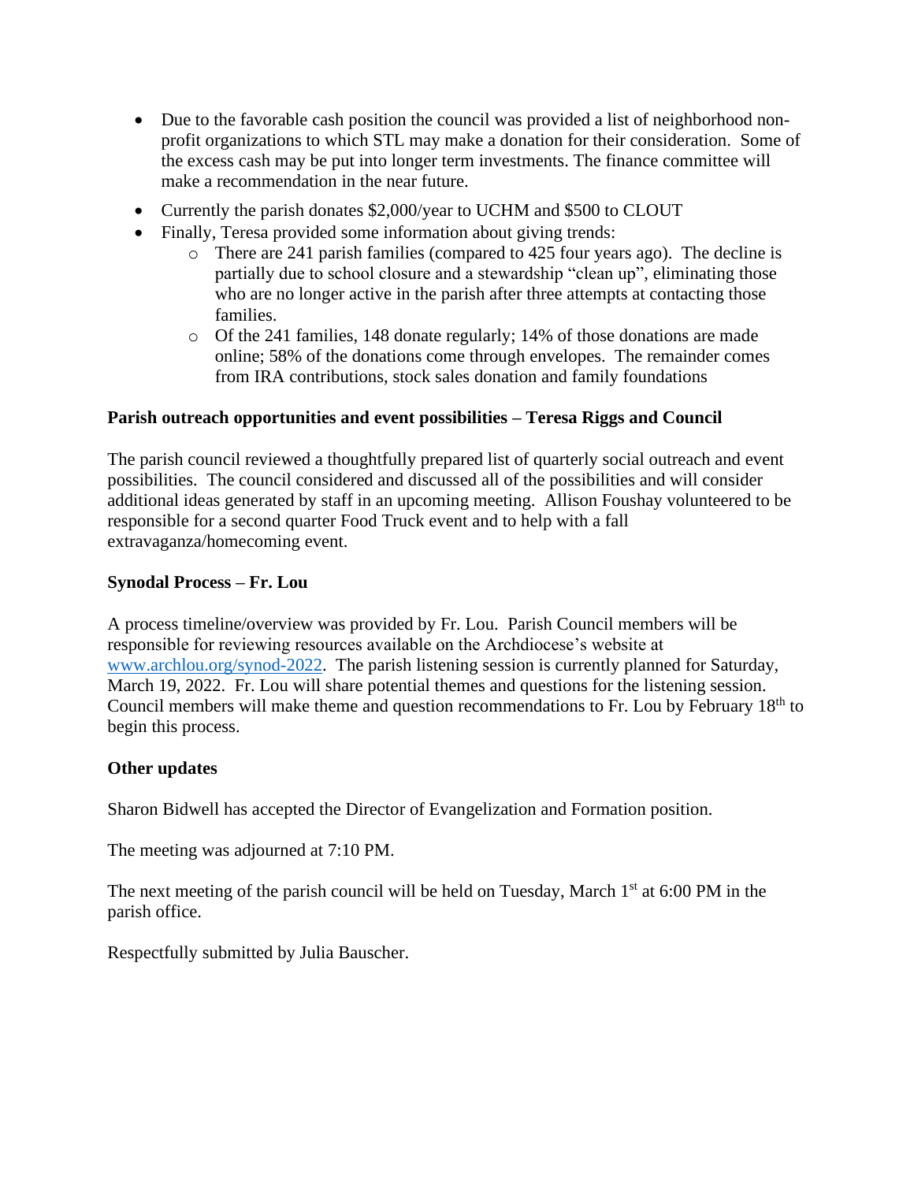- Due to the favorable cash position the council was provided a list of neighborhood non-profit organizations to which STL may make a donation for their consideration. Some of the excess cash may be put into longer term investments. The finance committee will make a recommendation in the near future.
- Currently the parish donates $2,000/year to UCHM and $500 to CLOUT
- Finally, Teresa provided some information about giving trends:
  - There are 241 parish families (compared to 425 four years ago). The decline is partially due to school closure and a stewardship "clean up", eliminating those who are no longer active in the parish after three attempts at contacting those families.
  - Of the 241 families, 148 donate regularly; 14% of those donations are made online; 58% of the donations come through envelopes. The remainder comes from IRA contributions, stock sales donation and family foundations

**Parish outreach opportunities and event possibilities – Teresa Riggs and Council**

The parish council reviewed a thoughtfully prepared list of quarterly social outreach and event possibilities. The council considered and discussed all of the possibilities and will consider additional ideas generated by staff in an upcoming meeting. Allison Foushay volunteered to be responsible for a second quarter Food Truck event and to help with a fall extravaganza/homecoming event.

**Synodal Process – Fr. Lou**

A process timeline/overview was provided by Fr. Lou. Parish Council members will be responsible for reviewing resources available on the Archdiocese's website at [www.archlou.org/synod-2022](www.archlou.org/synod-2022). The parish listening session is currently planned for Saturday, March 19, 2022. Fr. Lou will share potential themes and questions for the listening session. Council members will make theme and question recommendations to Fr. Lou by February 18th to begin this process.

**Other updates**

Sharon Bidwell has accepted the Director of Evangelization and Formation position.

The meeting was adjourned at 7:10 PM.

The next meeting of the parish council will be held on Tuesday, March 1st at 6:00 PM in the parish office.

Respectfully submitted by Julia Bauscher.